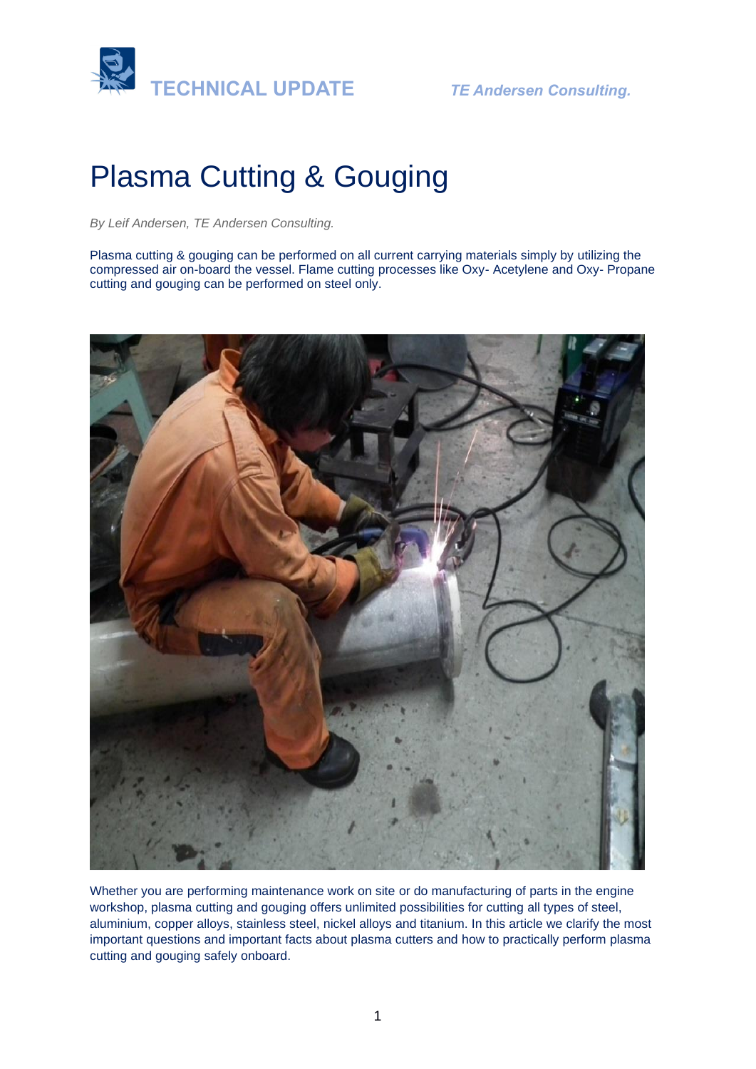TECHNICAL UPDATE *TE Andersen Consulting.*

# Plasma Cutting & Gouging

*By Leif Andersen, TE Andersen Consulting.*

Plasma cutting & gouging can be performed on all current carrying materials simply by utilizing the compressed air on-board the vessel. Flame cutting processes like Oxy- Acetylene and Oxy- Propane cutting and gouging can be performed on steel only.

Whether you are performing maintenance work on site or do manufacturing of parts in the engine workshop, plasma cutting and gouging offers unlimited possibilities for cutting all types of steel, aluminium, copper alloys, stainless steel, nickel alloys and titanium. In this article we clarify the most important questions and important facts about plasma cutters and how to practically perform plasma cutting and gouging safely onboard.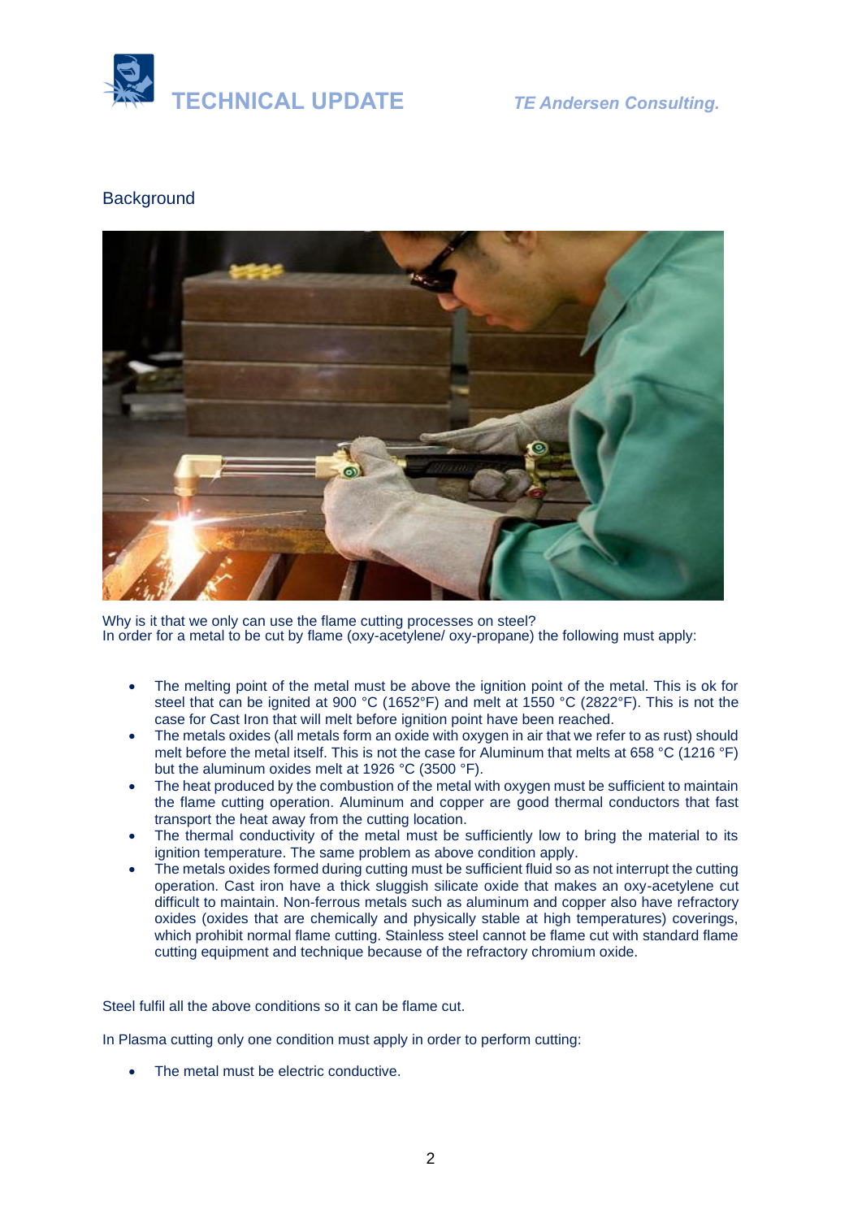## Background

Why is it that we only can use the flame cutting processes on steel?
In order for a metal to be cut by flame (oxy-acetylene/ oxy-propane) the following must apply:

- The melting point of the metal must be above the ignition point of the metal. This is ok for steel that can be ignited at 900 °C (1652°F) and melt at 1550 °C (2822°F). This is not the case for Cast Iron that will melt before ignition point have been reached.
- The metals oxides (all metals form an oxide with oxygen in air that we refer to as rust) should melt before the metal itself. This is not the case for Aluminum that melts at 658 °C (1216 °F) but the aluminum oxides melt at 1926 °C (3500 °F).
- The heat produced by the combustion of the metal with oxygen must be sufficient to maintain the flame cutting operation. Aluminum and copper are good thermal conductors that fast transport the heat away from the cutting location.
- The thermal conductivity of the metal must be sufficiently low to bring the material to its ignition temperature. The same problem as above condition apply.
- The metals oxides formed during cutting must be sufficient fluid so as not interrupt the cutting operation. Cast iron have a thick sluggish silicate oxide that makes an oxy-acetylene cut difficult to maintain. Non-ferrous metals such as aluminum and copper also have refractory oxides (oxides that are chemically and physically stable at high temperatures) coverings, which prohibit normal flame cutting. Stainless steel cannot be flame cut with standard flame cutting equipment and technique because of the refractory chromium oxide.

Steel fulfil all the above conditions so it can be flame cut.

In Plasma cutting only one condition must apply in order to perform cutting:

- The metal must be electric conductive.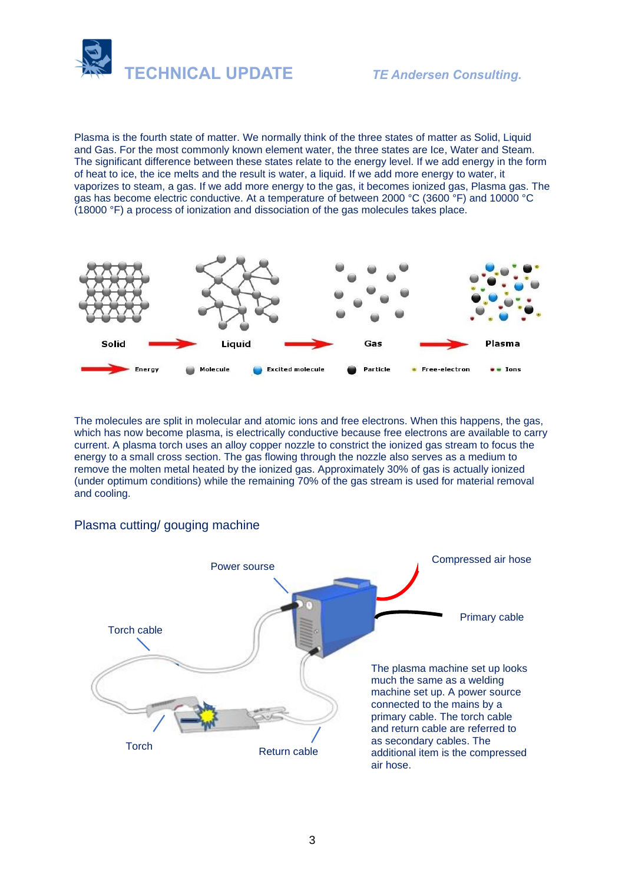Plasma is the fourth state of matter. We normally think of the three states of matter as Solid, Liquid and Gas. For the most commonly known element water, the three states are Ice, Water and Steam. The significant difference between these states relate to the energy level. If we add energy in the form of heat to ice, the ice melts and the result is water, a liquid. If we add more energy to water, it vaporizes to steam, a gas. If we add more energy to the gas, it becomes ionized gas, Plasma gas. The gas has become electric conductive. At a temperature of between 2000 °C (3600 °F) and 10000 °C (18000 °F) a process of ionization and dissociation of the gas molecules takes place.

Solid → Liquid → Gas → Plasma

Energy | Molecule | Excited molecule | Particle | Free-electron | Ions

The molecules are split in molecular and atomic ions and free electrons. When this happens, the gas, which has now become plasma, is electrically conductive because free electrons are available to carry current. A plasma torch uses an alloy copper nozzle to constrict the ionized gas stream to focus the energy to a small cross section. The gas flowing through the nozzle also serves as a medium to remove the molten metal heated by the ionized gas. Approximately 30% of gas is actually ionized (under optimum conditions) while the remaining 70% of the gas stream is used for material removal and cooling.

## Plasma cutting/ gouging machine

Power sourse | Compressed air hose | Primary cable | Torch cable | Torch | Return cable

The plasma machine set up looks much the same as a welding machine set up. A power source connected to the mains by a primary cable. The torch cable and return cable are referred to as secondary cables. The additional item is the compressed air hose.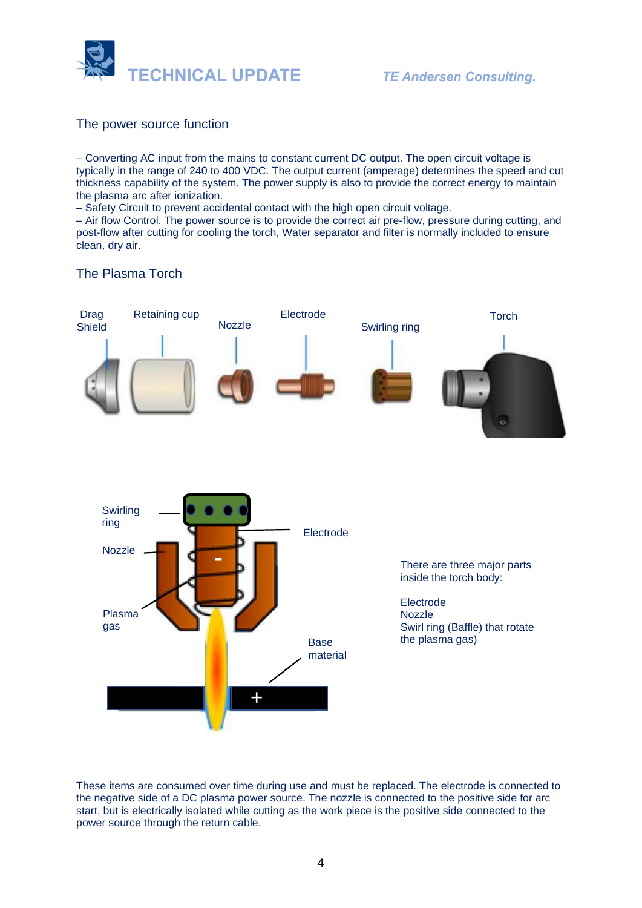## The power source function

– Converting AC input from the mains to constant current DC output. The open circuit voltage is typically in the range of 240 to 400 VDC. The output current (amperage) determines the speed and cut thickness capability of the system. The power supply is also to provide the correct energy to maintain the plasma arc after ionization.
– Safety Circuit to prevent accidental contact with the high open circuit voltage.
– Air flow Control. The power source is to provide the correct air pre-flow, pressure during cutting, and post-flow after cutting for cooling the torch, Water separator and filter is normally included to ensure clean, dry air.

## The Plasma Torch

Drag Shield   Retaining cup   Nozzle   Electrode   Swirling ring   Torch

Swirling ring   Nozzle   Plasma gas   Electrode   Base material

There are three major parts inside the torch body:

Electrode
Nozzle
Swirl ring (Baffle) that rotate the plasma gas)

These items are consumed over time during use and must be replaced. The electrode is connected to the negative side of a DC plasma power source. The nozzle is connected to the positive side for arc start, but is electrically isolated while cutting as the work piece is the positive side connected to the power source through the return cable.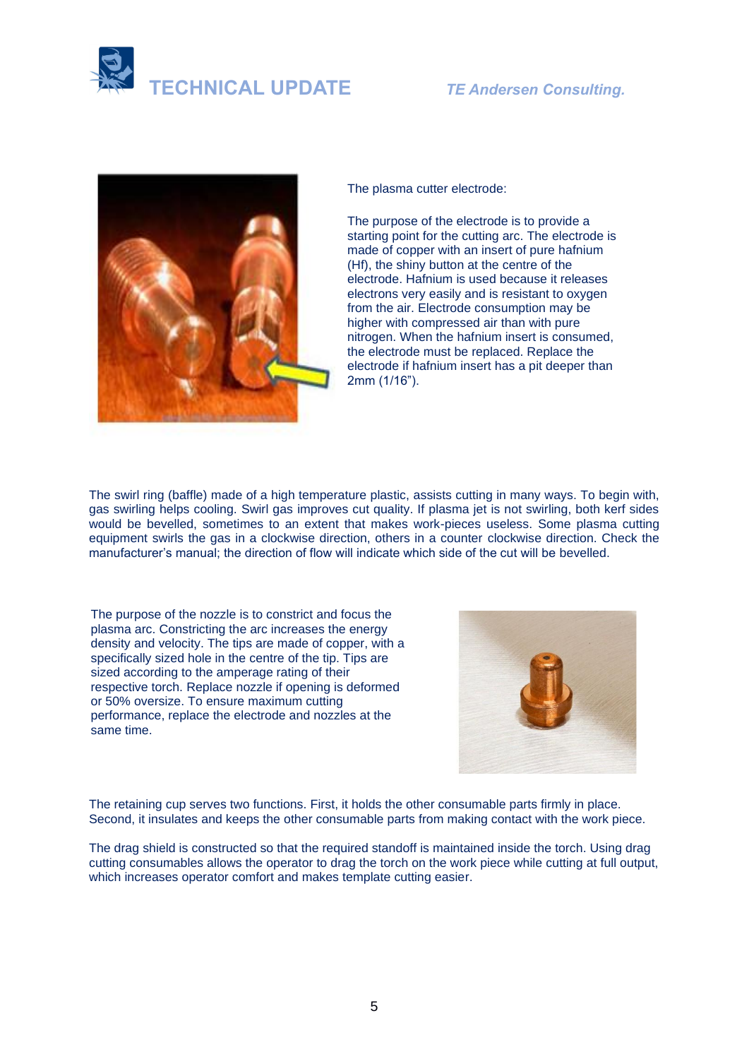The plasma cutter electrode:

The purpose of the electrode is to provide a starting point for the cutting arc. The electrode is made of copper with an insert of pure hafnium (Hf), the shiny button at the centre of the electrode. Hafnium is used because it releases electrons very easily and is resistant to oxygen from the air. Electrode consumption may be higher with compressed air than with pure nitrogen. When the hafnium insert is consumed, the electrode must be replaced. Replace the electrode if hafnium insert has a pit deeper than 2mm (1/16").

The swirl ring (baffle) made of a high temperature plastic, assists cutting in many ways. To begin with, gas swirling helps cooling. Swirl gas improves cut quality. If plasma jet is not swirling, both kerf sides would be bevelled, sometimes to an extent that makes work-pieces useless. Some plasma cutting equipment swirls the gas in a clockwise direction, others in a counter clockwise direction. Check the manufacturer's manual; the direction of flow will indicate which side of the cut will be bevelled.

The purpose of the nozzle is to constrict and focus the plasma arc. Constricting the arc increases the energy density and velocity. The tips are made of copper, with a specifically sized hole in the centre of the tip. Tips are sized according to the amperage rating of their respective torch. Replace nozzle if opening is deformed or 50% oversize. To ensure maximum cutting performance, replace the electrode and nozzles at the same time.

The retaining cup serves two functions. First, it holds the other consumable parts firmly in place. Second, it insulates and keeps the other consumable parts from making contact with the work piece.

The drag shield is constructed so that the required standoff is maintained inside the torch. Using drag cutting consumables allows the operator to drag the torch on the work piece while cutting at full output, which increases operator comfort and makes template cutting easier.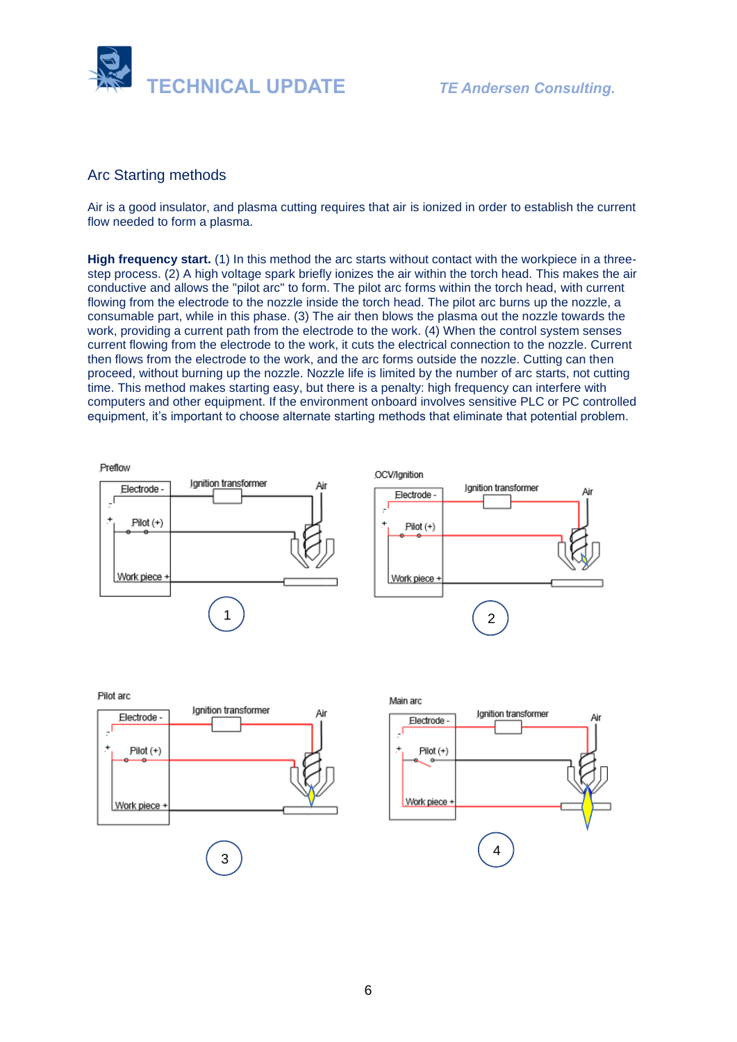## Arc Starting methods

Air is a good insulator, and plasma cutting requires that air is ionized in order to establish the current flow needed to form a plasma.

**High frequency start.** (1) In this method the arc starts without contact with the workpiece in a three-step process. (2) A high voltage spark briefly ionizes the air within the torch head. This makes the air conductive and allows the "pilot arc" to form. The pilot arc forms within the torch head, with current flowing from the electrode to the nozzle inside the torch head. The pilot arc burns up the nozzle, a consumable part, while in this phase. (3) The air then blows the plasma out the nozzle towards the work, providing a current path from the electrode to the work. (4) When the control system senses current flowing from the electrode to the work, it cuts the electrical connection to the nozzle. Current then flows from the electrode to the work, and the arc forms outside the nozzle. Cutting can then proceed, without burning up the nozzle. Nozzle life is limited by the number of arc starts, not cutting time. This method makes starting easy, but there is a penalty: high frequency can interfere with computers and other equipment. If the environment onboard involves sensitive PLC or PC controlled equipment, it's important to choose alternate starting methods that eliminate that potential problem.

Preflow — Electrode -, Ignition transformer, Air, Pilot (+), Work piece + — 1

OCV/Ignition — Electrode -, Ignition transformer, Air, Pilot (+), Work piece + — 2

Pilot arc — Electrode -, Ignition transformer, Air, Pilot (+), Work piece + — 3

Main arc — Electrode -, Ignition transformer, Air, Pilot (+), Work piece + — 4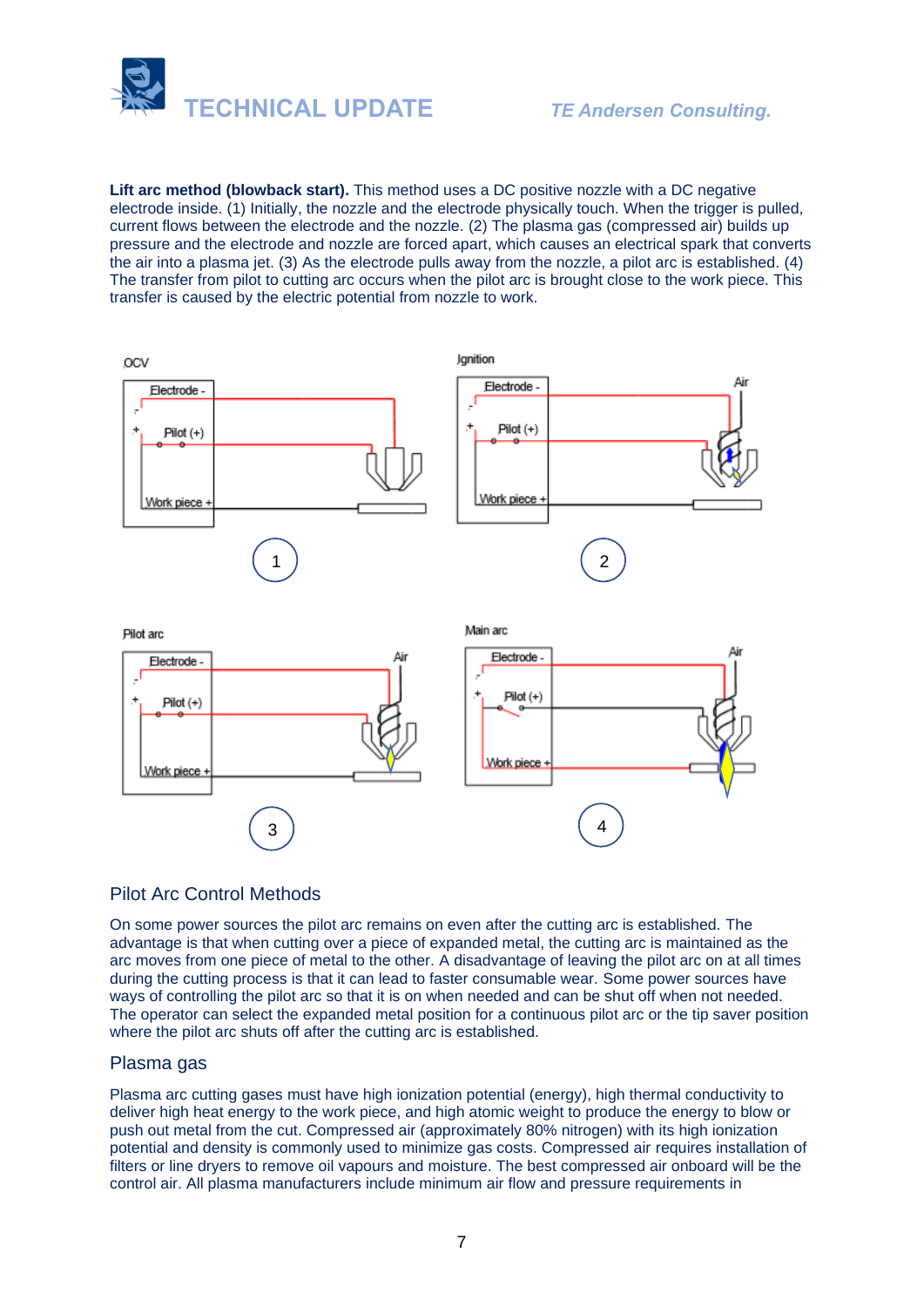**Lift arc method (blowback start).** This method uses a DC positive nozzle with a DC negative electrode inside. (1) Initially, the nozzle and the electrode physically touch. When the trigger is pulled, current flows between the electrode and the nozzle. (2) The plasma gas (compressed air) builds up pressure and the electrode and nozzle are forced apart, which causes an electrical spark that converts the air into a plasma jet. (3) As the electrode pulls away from the nozzle, a pilot arc is established. (4) The transfer from pilot to cutting arc occurs when the pilot arc is brought close to the work piece. This transfer is caused by the electric potential from nozzle to work.

## Pilot Arc Control Methods

On some power sources the pilot arc remains on even after the cutting arc is established. The advantage is that when cutting over a piece of expanded metal, the cutting arc is maintained as the arc moves from one piece of metal to the other. A disadvantage of leaving the pilot arc on at all times during the cutting process is that it can lead to faster consumable wear. Some power sources have ways of controlling the pilot arc so that it is on when needed and can be shut off when not needed. The operator can select the expanded metal position for a continuous pilot arc or the tip saver position where the pilot arc shuts off after the cutting arc is established.

## Plasma gas

Plasma arc cutting gases must have high ionization potential (energy), high thermal conductivity to deliver high heat energy to the work piece, and high atomic weight to produce the energy to blow or push out metal from the cut. Compressed air (approximately 80% nitrogen) with its high ionization potential and density is commonly used to minimize gas costs. Compressed air requires installation of filters or line dryers to remove oil vapours and moisture. The best compressed air onboard will be the control air. All plasma manufacturers include minimum air flow and pressure requirements in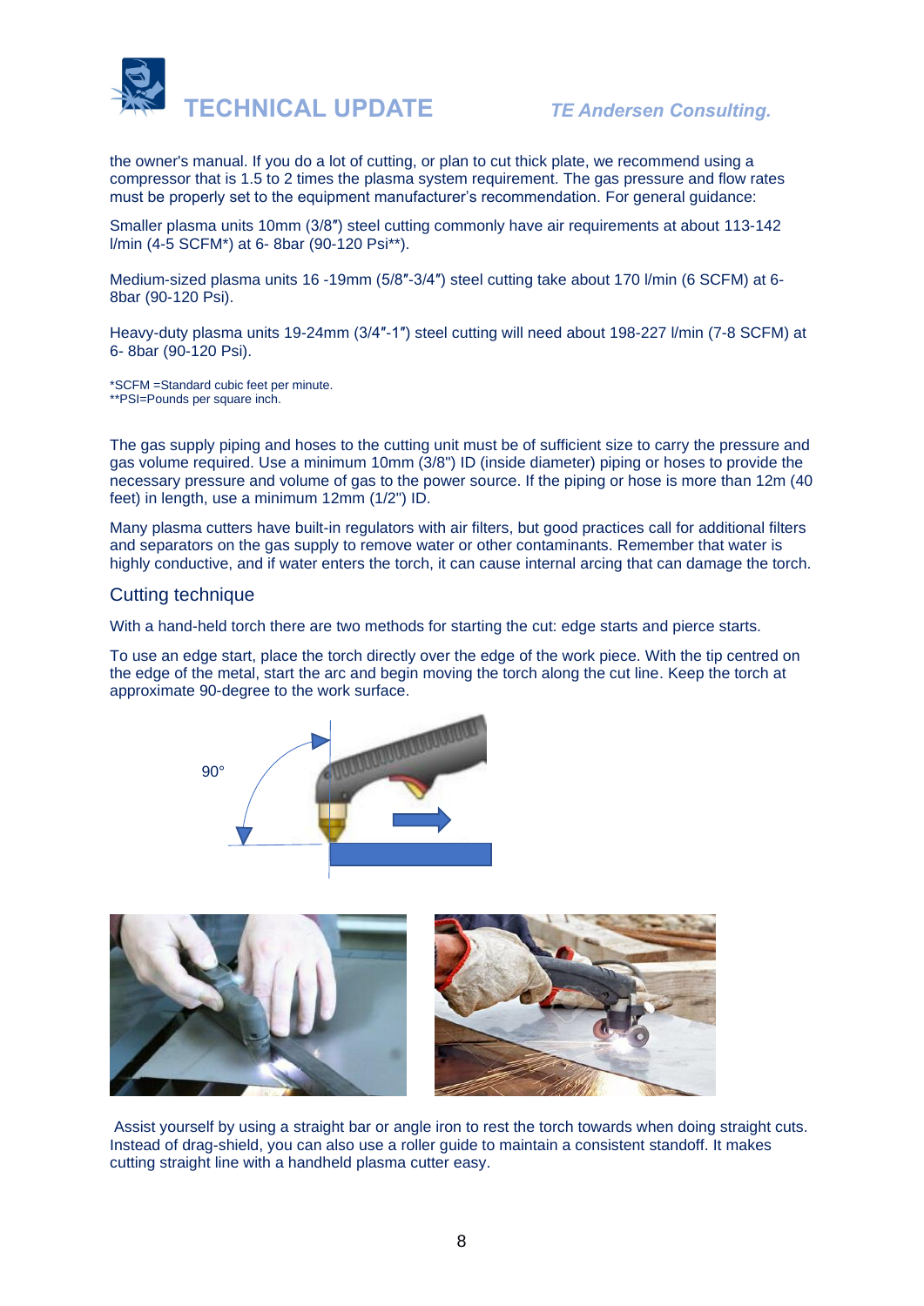the owner's manual. If you do a lot of cutting, or plan to cut thick plate, we recommend using a compressor that is 1.5 to 2 times the plasma system requirement. The gas pressure and flow rates must be properly set to the equipment manufacturer's recommendation. For general guidance:

Smaller plasma units 10mm (3/8″) steel cutting commonly have air requirements at about 113-142 l/min (4-5 SCFM*) at 6- 8bar (90-120 Psi**).

Medium-sized plasma units 16 -19mm (5/8″-3/4″) steel cutting take about 170 l/min (6 SCFM) at 6-8bar (90-120 Psi).

Heavy-duty plasma units 19-24mm (3/4″-1″) steel cutting will need about 198-227 l/min (7-8 SCFM) at 6- 8bar (90-120 Psi).

*SCFM =Standard cubic feet per minute.
**PSI=Pounds per square inch.

The gas supply piping and hoses to the cutting unit must be of sufficient size to carry the pressure and gas volume required. Use a minimum 10mm (3/8") ID (inside diameter) piping or hoses to provide the necessary pressure and volume of gas to the power source. If the piping or hose is more than 12m (40 feet) in length, use a minimum 12mm (1/2") ID.

Many plasma cutters have built-in regulators with air filters, but good practices call for additional filters and separators on the gas supply to remove water or other contaminants. Remember that water is highly conductive, and if water enters the torch, it can cause internal arcing that can damage the torch.

## Cutting technique

With a hand-held torch there are two methods for starting the cut: edge starts and pierce starts.

To use an edge start, place the torch directly over the edge of the work piece. With the tip centred on the edge of the metal, start the arc and begin moving the torch along the cut line. Keep the torch at approximate 90-degree to the work surface.

Assist yourself by using a straight bar or angle iron to rest the torch towards when doing straight cuts. Instead of drag-shield, you can also use a roller guide to maintain a consistent standoff. It makes cutting straight line with a handheld plasma cutter easy.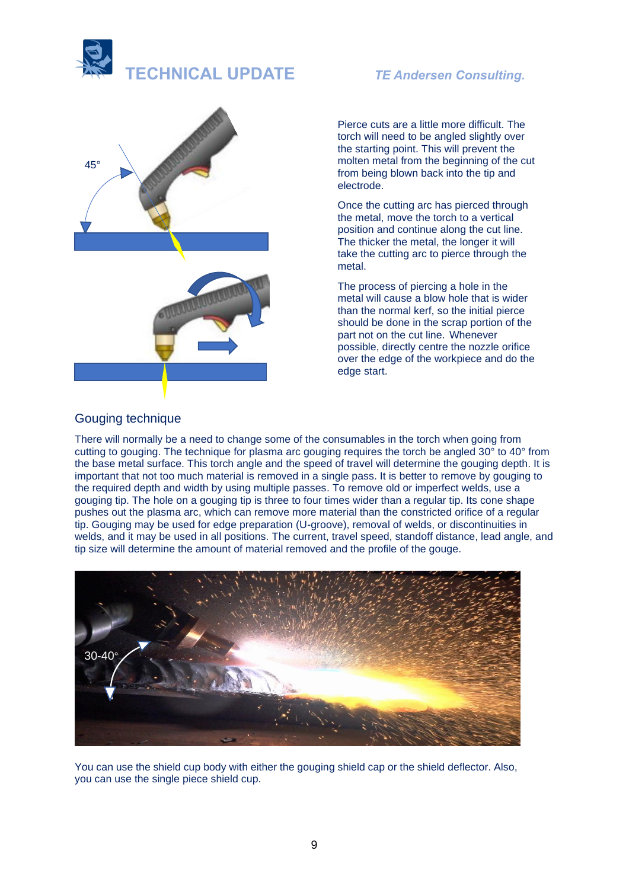Pierce cuts are a little more difficult. The torch will need to be angled slightly over the starting point. This will prevent the molten metal from the beginning of the cut from being blown back into the tip and electrode.

Once the cutting arc has pierced through the metal, move the torch to a vertical position and continue along the cut line. The thicker the metal, the longer it will take the cutting arc to pierce through the metal.

The process of piercing a hole in the metal will cause a blow hole that is wider than the normal kerf, so the initial pierce should be done in the scrap portion of the part not on the cut line. Whenever possible, directly centre the nozzle orifice over the edge of the workpiece and do the edge start.

## Gouging technique

There will normally be a need to change some of the consumables in the torch when going from cutting to gouging. The technique for plasma arc gouging requires the torch be angled 30° to 40° from the base metal surface. This torch angle and the speed of travel will determine the gouging depth. It is important that not too much material is removed in a single pass. It is better to remove by gouging to the required depth and width by using multiple passes. To remove old or imperfect welds, use a gouging tip. The hole on a gouging tip is three to four times wider than a regular tip. Its cone shape pushes out the plasma arc, which can remove more material than the constricted orifice of a regular tip. Gouging may be used for edge preparation (U-groove), removal of welds, or discontinuities in welds, and it may be used in all positions. The current, travel speed, standoff distance, lead angle, and tip size will determine the amount of material removed and the profile of the gouge.

You can use the shield cup body with either the gouging shield cap or the shield deflector. Also, you can use the single piece shield cup.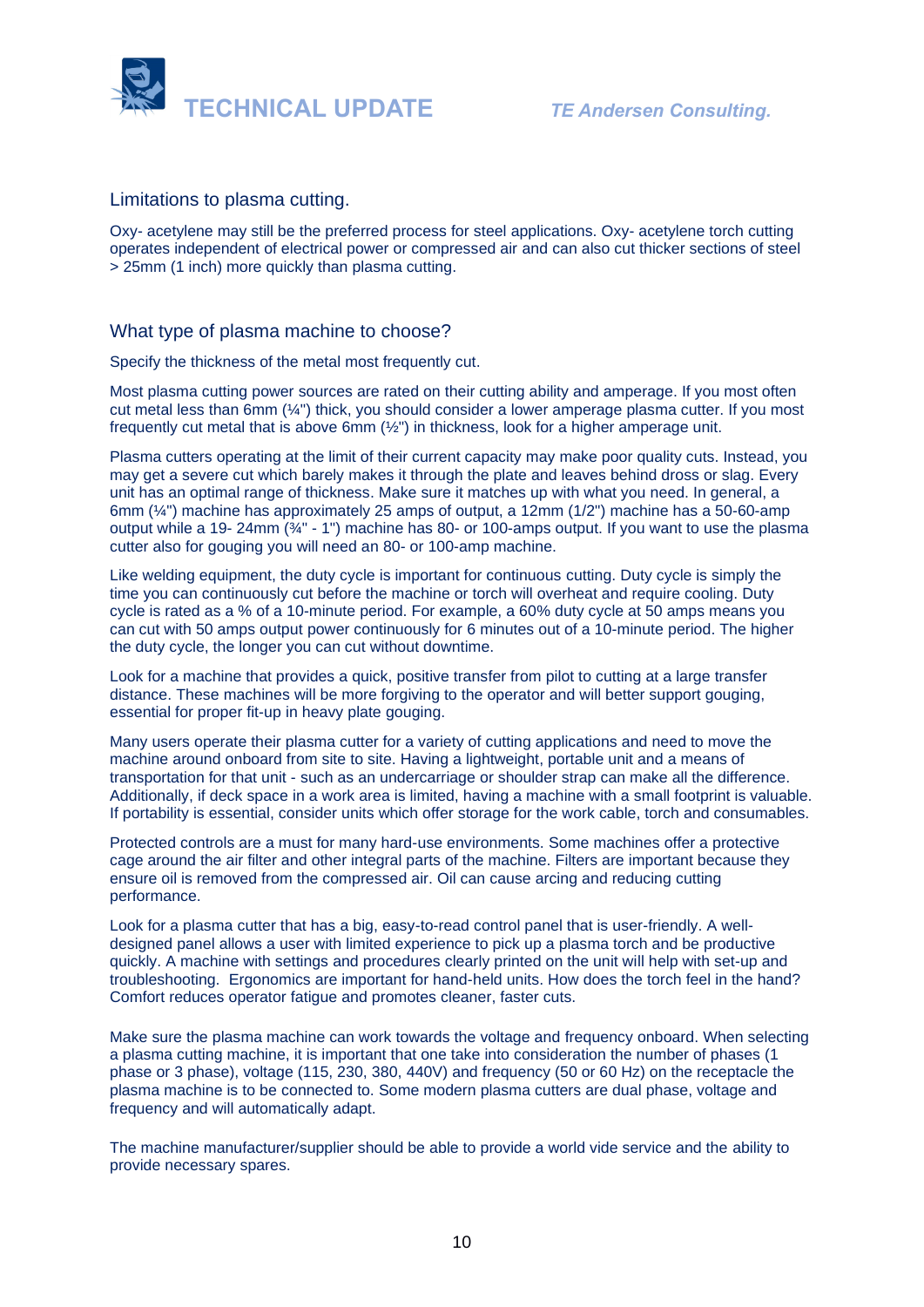## Limitations to plasma cutting.

Oxy- acetylene may still be the preferred process for steel applications. Oxy- acetylene torch cutting operates independent of electrical power or compressed air and can also cut thicker sections of steel > 25mm (1 inch) more quickly than plasma cutting.

## What type of plasma machine to choose?

Specify the thickness of the metal most frequently cut.

Most plasma cutting power sources are rated on their cutting ability and amperage. If you most often cut metal less than 6mm (¼") thick, you should consider a lower amperage plasma cutter. If you most frequently cut metal that is above 6mm (½") in thickness, look for a higher amperage unit.

Plasma cutters operating at the limit of their current capacity may make poor quality cuts. Instead, you may get a severe cut which barely makes it through the plate and leaves behind dross or slag. Every unit has an optimal range of thickness. Make sure it matches up with what you need. In general, a 6mm (¼") machine has approximately 25 amps of output, a 12mm (1/2") machine has a 50-60-amp output while a 19- 24mm (¾" - 1") machine has 80- or 100-amps output. If you want to use the plasma cutter also for gouging you will need an 80- or 100-amp machine.

Like welding equipment, the duty cycle is important for continuous cutting. Duty cycle is simply the time you can continuously cut before the machine or torch will overheat and require cooling. Duty cycle is rated as a % of a 10-minute period. For example, a 60% duty cycle at 50 amps means you can cut with 50 amps output power continuously for 6 minutes out of a 10-minute period. The higher the duty cycle, the longer you can cut without downtime.

Look for a machine that provides a quick, positive transfer from pilot to cutting at a large transfer distance. These machines will be more forgiving to the operator and will better support gouging, essential for proper fit-up in heavy plate gouging.

Many users operate their plasma cutter for a variety of cutting applications and need to move the machine around onboard from site to site. Having a lightweight, portable unit and a means of transportation for that unit - such as an undercarriage or shoulder strap can make all the difference. Additionally, if deck space in a work area is limited, having a machine with a small footprint is valuable. If portability is essential, consider units which offer storage for the work cable, torch and consumables.

Protected controls are a must for many hard-use environments. Some machines offer a protective cage around the air filter and other integral parts of the machine. Filters are important because they ensure oil is removed from the compressed air. Oil can cause arcing and reducing cutting performance.

Look for a plasma cutter that has a big, easy-to-read control panel that is user-friendly. A well-designed panel allows a user with limited experience to pick up a plasma torch and be productive quickly. A machine with settings and procedures clearly printed on the unit will help with set-up and troubleshooting. Ergonomics are important for hand-held units. How does the torch feel in the hand? Comfort reduces operator fatigue and promotes cleaner, faster cuts.

Make sure the plasma machine can work towards the voltage and frequency onboard. When selecting a plasma cutting machine, it is important that one take into consideration the number of phases (1 phase or 3 phase), voltage (115, 230, 380, 440V) and frequency (50 or 60 Hz) on the receptacle the plasma machine is to be connected to. Some modern plasma cutters are dual phase, voltage and frequency and will automatically adapt.

The machine manufacturer/supplier should be able to provide a world vide service and the ability to provide necessary spares.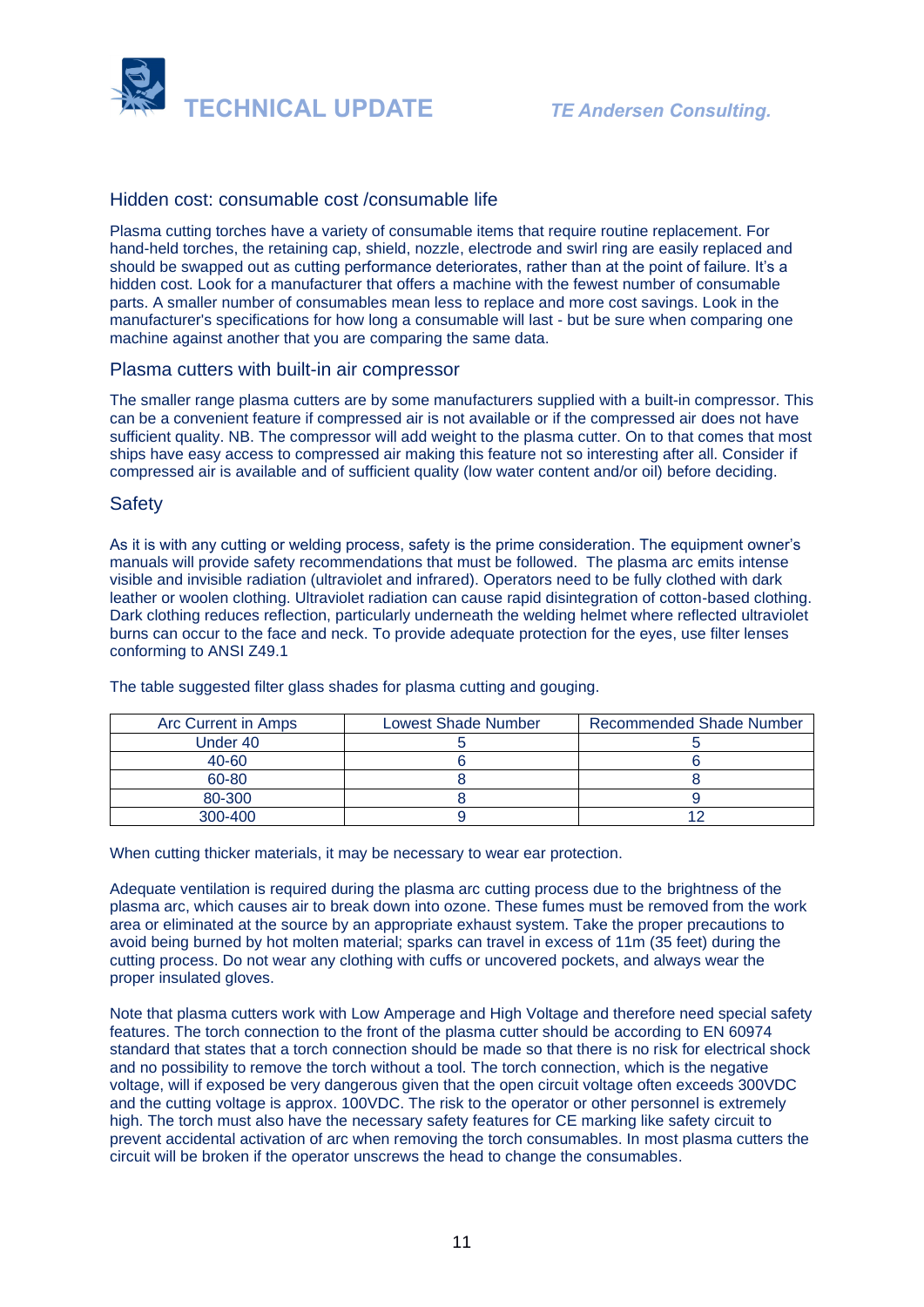## Hidden cost: consumable cost /consumable life

Plasma cutting torches have a variety of consumable items that require routine replacement. For hand-held torches, the retaining cap, shield, nozzle, electrode and swirl ring are easily replaced and should be swapped out as cutting performance deteriorates, rather than at the point of failure. It's a hidden cost. Look for a manufacturer that offers a machine with the fewest number of consumable parts. A smaller number of consumables mean less to replace and more cost savings. Look in the manufacturer's specifications for how long a consumable will last - but be sure when comparing one machine against another that you are comparing the same data.

## Plasma cutters with built-in air compressor

The smaller range plasma cutters are by some manufacturers supplied with a built-in compressor. This can be a convenient feature if compressed air is not available or if the compressed air does not have sufficient quality. NB. The compressor will add weight to the plasma cutter. On to that comes that most ships have easy access to compressed air making this feature not so interesting after all. Consider if compressed air is available and of sufficient quality (low water content and/or oil) before deciding.

## Safety

As it is with any cutting or welding process, safety is the prime consideration. The equipment owner's manuals will provide safety recommendations that must be followed. The plasma arc emits intense visible and invisible radiation (ultraviolet and infrared). Operators need to be fully clothed with dark leather or woolen clothing. Ultraviolet radiation can cause rapid disintegration of cotton-based clothing. Dark clothing reduces reflection, particularly underneath the welding helmet where reflected ultraviolet burns can occur to the face and neck. To provide adequate protection for the eyes, use filter lenses conforming to ANSI Z49.1

The table suggested filter glass shades for plasma cutting and gouging.

| Arc Current in Amps | Lowest Shade Number | Recommended Shade Number |
|---|---|---|
| Under 40 | 5 | 5 |
| 40-60 | 6 | 6 |
| 60-80 | 8 | 8 |
| 80-300 | 8 | 9 |
| 300-400 | 9 | 12 |

When cutting thicker materials, it may be necessary to wear ear protection.

Adequate ventilation is required during the plasma arc cutting process due to the brightness of the plasma arc, which causes air to break down into ozone. These fumes must be removed from the work area or eliminated at the source by an appropriate exhaust system. Take the proper precautions to avoid being burned by hot molten material; sparks can travel in excess of 11m (35 feet) during the cutting process. Do not wear any clothing with cuffs or uncovered pockets, and always wear the proper insulated gloves.

Note that plasma cutters work with Low Amperage and High Voltage and therefore need special safety features. The torch connection to the front of the plasma cutter should be according to EN 60974 standard that states that a torch connection should be made so that there is no risk for electrical shock and no possibility to remove the torch without a tool. The torch connection, which is the negative voltage, will if exposed be very dangerous given that the open circuit voltage often exceeds 300VDC and the cutting voltage is approx. 100VDC. The risk to the operator or other personnel is extremely high. The torch must also have the necessary safety features for CE marking like safety circuit to prevent accidental activation of arc when removing the torch consumables. In most plasma cutters the circuit will be broken if the operator unscrews the head to change the consumables.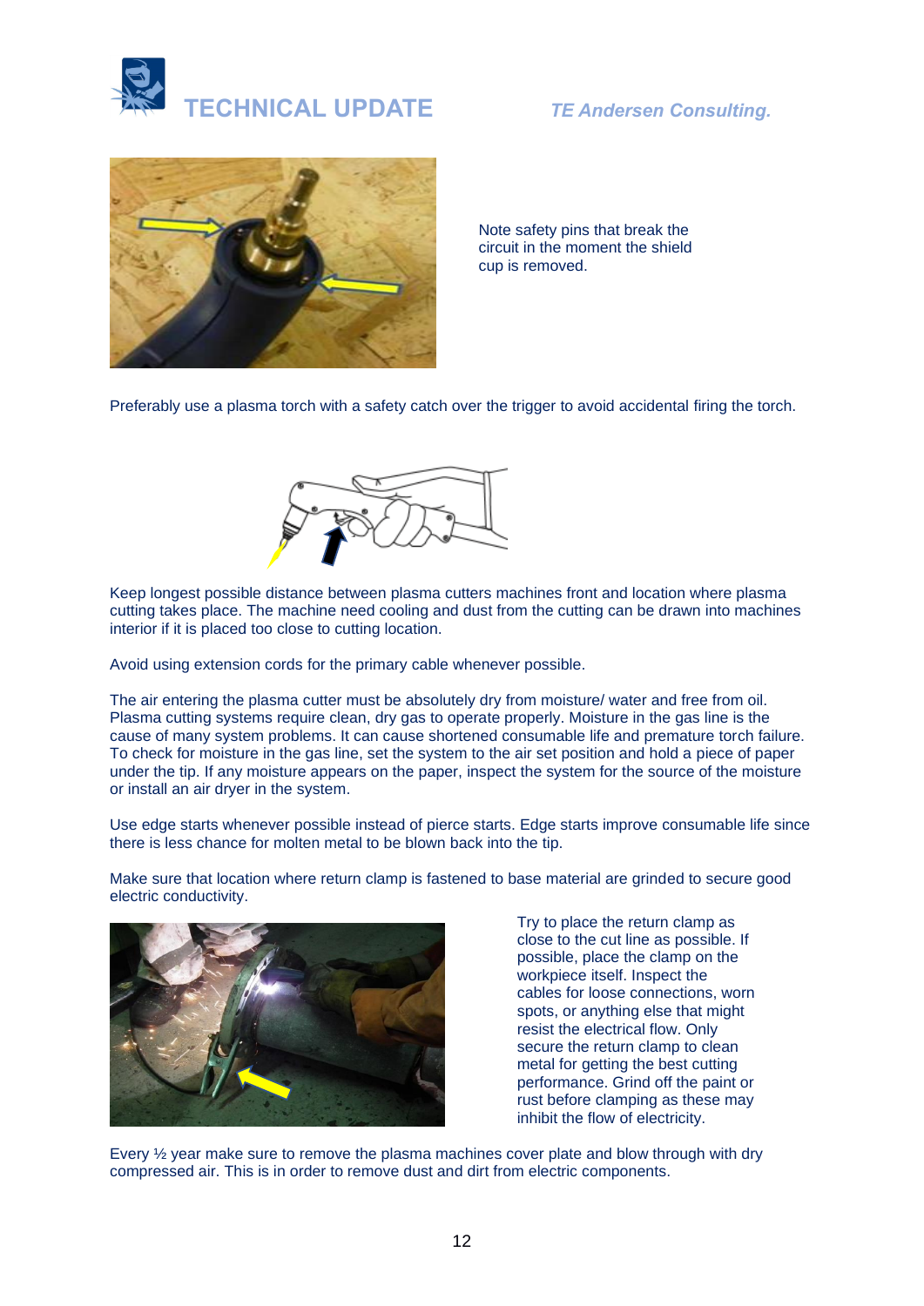Note safety pins that break the circuit in the moment the shield cup is removed.

Preferably use a plasma torch with a safety catch over the trigger to avoid accidental firing the torch.

Keep longest possible distance between plasma cutters machines front and location where plasma cutting takes place. The machine need cooling and dust from the cutting can be drawn into machines interior if it is placed too close to cutting location.

Avoid using extension cords for the primary cable whenever possible.

The air entering the plasma cutter must be absolutely dry from moisture/ water and free from oil. Plasma cutting systems require clean, dry gas to operate properly. Moisture in the gas line is the cause of many system problems. It can cause shortened consumable life and premature torch failure. To check for moisture in the gas line, set the system to the air set position and hold a piece of paper under the tip. If any moisture appears on the paper, inspect the system for the source of the moisture or install an air dryer in the system.

Use edge starts whenever possible instead of pierce starts. Edge starts improve consumable life since there is less chance for molten metal to be blown back into the tip.

Make sure that location where return clamp is fastened to base material are grinded to secure good electric conductivity.

Try to place the return clamp as close to the cut line as possible. If possible, place the clamp on the workpiece itself. Inspect the cables for loose connections, worn spots, or anything else that might resist the electrical flow. Only secure the return clamp to clean metal for getting the best cutting performance. Grind off the paint or rust before clamping as these may inhibit the flow of electricity.

Every ½ year make sure to remove the plasma machines cover plate and blow through with dry compressed air. This is in order to remove dust and dirt from electric components.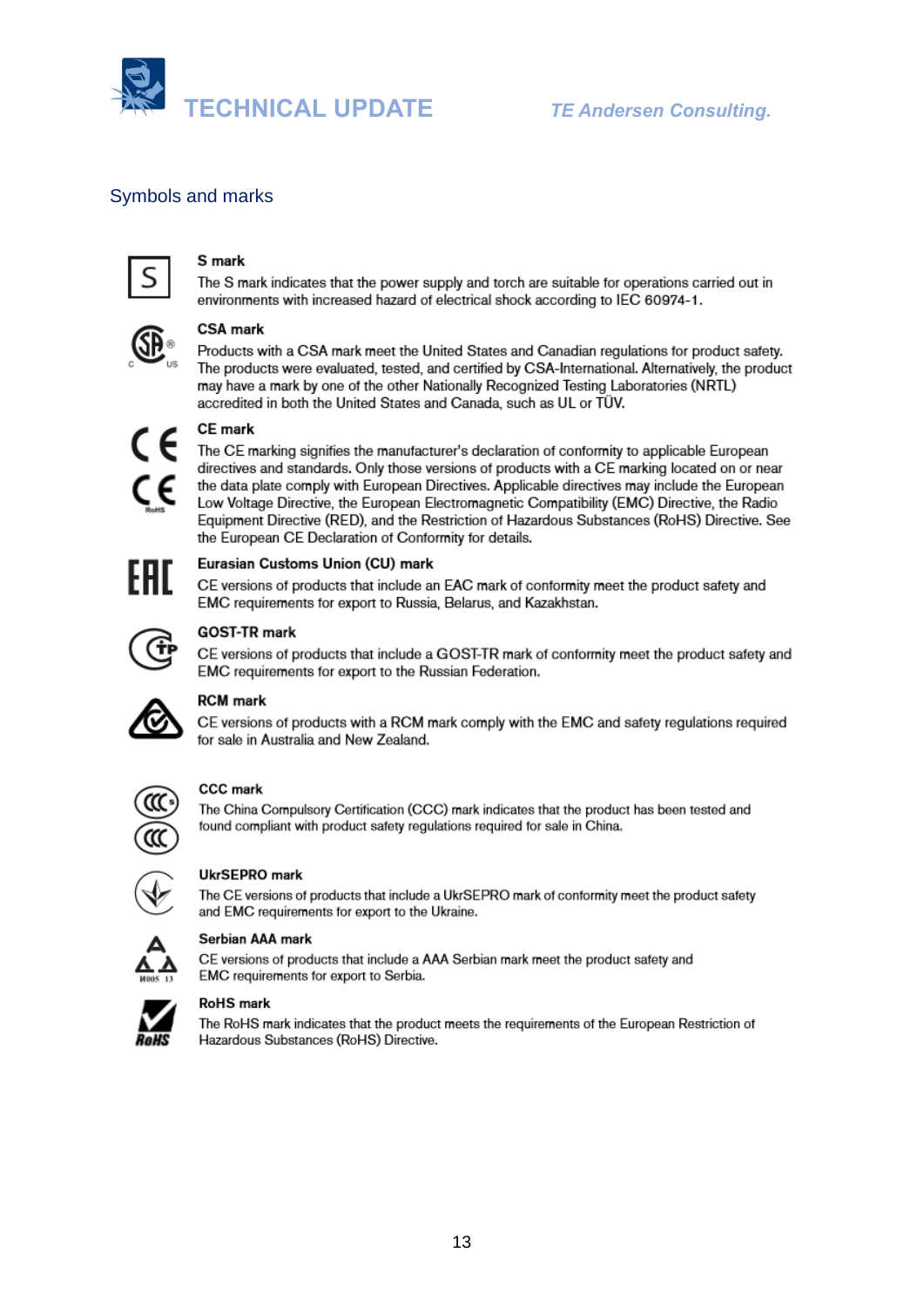## Symbols and marks

### S mark

The S mark indicates that the power supply and torch are suitable for operations carried out in environments with increased hazard of electrical shock according to IEC 60974-1.

### CSA mark

Products with a CSA mark meet the United States and Canadian regulations for product safety. The products were evaluated, tested, and certified by CSA-International. Alternatively, the product may have a mark by one of the other Nationally Recognized Testing Laboratories (NRTL) accredited in both the United States and Canada, such as UL or TÜV.

### CE mark

The CE marking signifies the manufacturer's declaration of conformity to applicable European directives and standards. Only those versions of products with a CE marking located on or near the data plate comply with European Directives. Applicable directives may include the European Low Voltage Directive, the European Electromagnetic Compatibility (EMC) Directive, the Radio Equipment Directive (RED), and the Restriction of Hazardous Substances (RoHS) Directive. See the European CE Declaration of Conformity for details.

### Eurasian Customs Union (CU) mark

CE versions of products that include an EAC mark of conformity meet the product safety and EMC requirements for export to Russia, Belarus, and Kazakhstan.

### GOST-TR mark

CE versions of products that include a GOST-TR mark of conformity meet the product safety and EMC requirements for export to the Russian Federation.

### RCM mark

CE versions of products with a RCM mark comply with the EMC and safety regulations required for sale in Australia and New Zealand.

### CCC mark

The China Compulsory Certification (CCC) mark indicates that the product has been tested and found compliant with product safety regulations required for sale in China.

### UkrSEPRO mark

The CE versions of products that include a UkrSEPRO mark of conformity meet the product safety and EMC requirements for export to the Ukraine.

### Serbian AAA mark

CE versions of products that include a AAA Serbian mark meet the product safety and EMC requirements for export to Serbia.

### RoHS mark

The RoHS mark indicates that the product meets the requirements of the European Restriction of Hazardous Substances (RoHS) Directive.